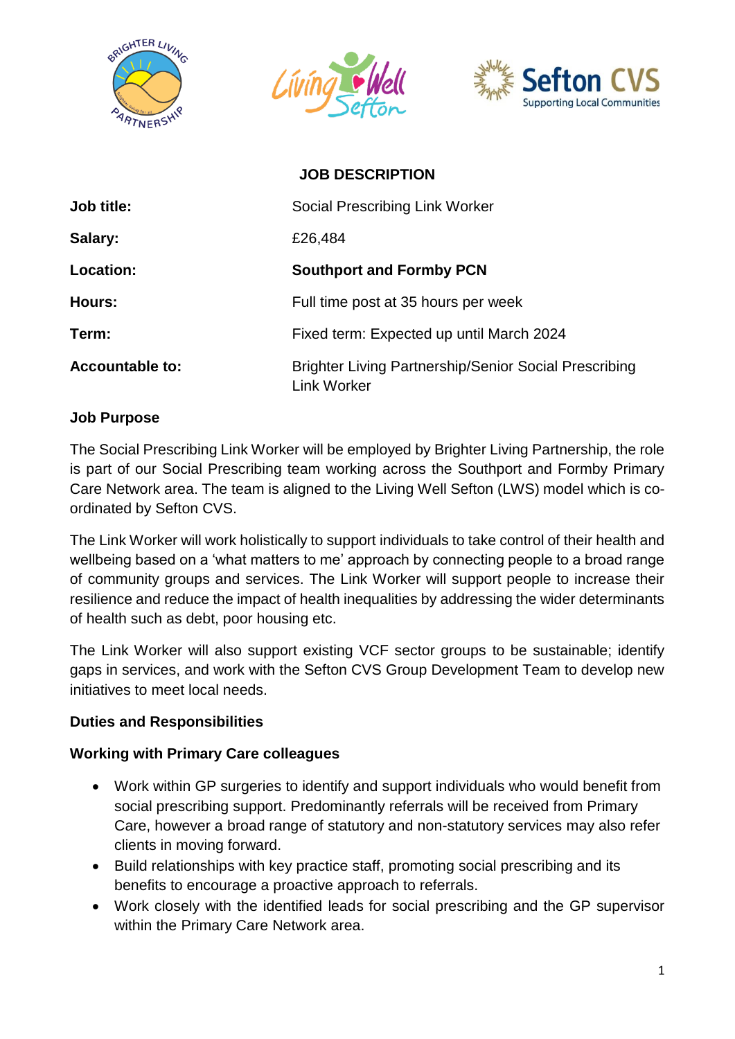# JOB DESCRIPTION

| | |
|---|---|
| **Job title:** | Social Prescribing Link Worker |
| **Salary:** | £26,484 |
| **Location:** | **Southport and Formby PCN** |
| **Hours:** | Full time post at 35 hours per week |
| **Term:** | Fixed term: Expected up until March 2024 |
| **Accountable to:** | Brighter Living Partnership/Senior Social Prescribing Link Worker |

## Job Purpose

The Social Prescribing Link Worker will be employed by Brighter Living Partnership, the role is part of our Social Prescribing team working across the Southport and Formby Primary Care Network area. The team is aligned to the Living Well Sefton (LWS) model which is co-ordinated by Sefton CVS.

The Link Worker will work holistically to support individuals to take control of their health and wellbeing based on a 'what matters to me' approach by connecting people to a broad range of community groups and services. The Link Worker will support people to increase their resilience and reduce the impact of health inequalities by addressing the wider determinants of health such as debt, poor housing etc.

The Link Worker will also support existing VCF sector groups to be sustainable; identify gaps in services, and work with the Sefton CVS Group Development Team to develop new initiatives to meet local needs.

## Duties and Responsibilities

### Working with Primary Care colleagues

- Work within GP surgeries to identify and support individuals who would benefit from social prescribing support. Predominantly referrals will be received from Primary Care, however a broad range of statutory and non-statutory services may also refer clients in moving forward.
- Build relationships with key practice staff, promoting social prescribing and its benefits to encourage a proactive approach to referrals.
- Work closely with the identified leads for social prescribing and the GP supervisor within the Primary Care Network area.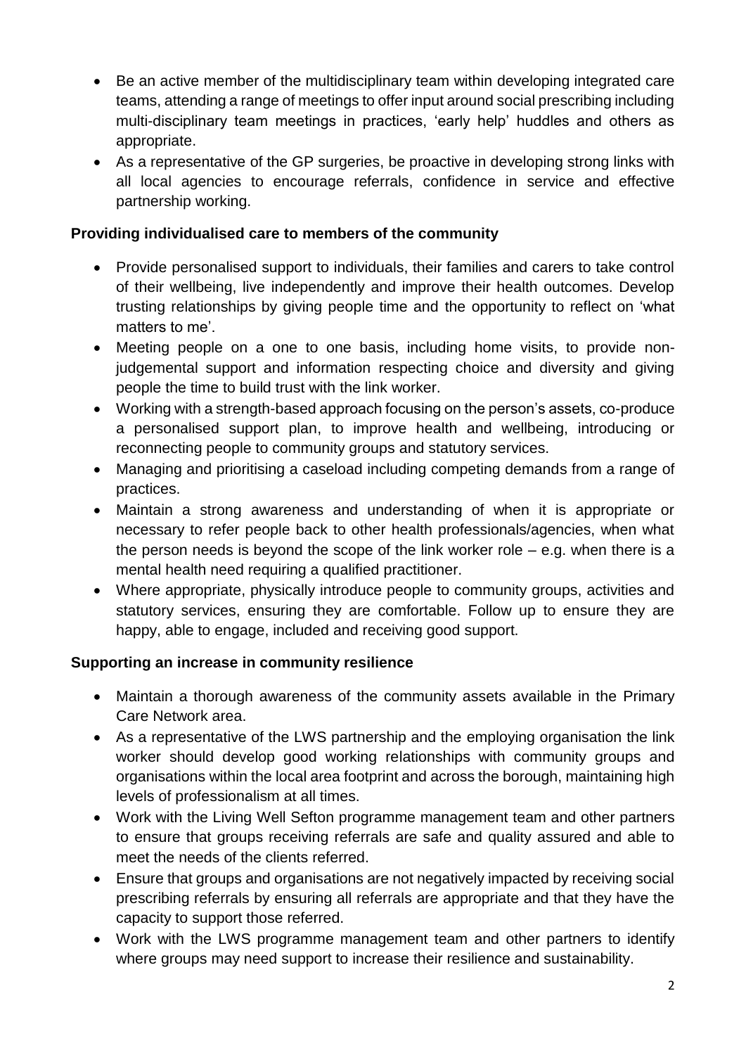- Be an active member of the multidisciplinary team within developing integrated care teams, attending a range of meetings to offer input around social prescribing including multi-disciplinary team meetings in practices, 'early help' huddles and others as appropriate.
- As a representative of the GP surgeries, be proactive in developing strong links with all local agencies to encourage referrals, confidence in service and effective partnership working.

**Providing individualised care to members of the community**

- Provide personalised support to individuals, their families and carers to take control of their wellbeing, live independently and improve their health outcomes. Develop trusting relationships by giving people time and the opportunity to reflect on 'what matters to me'.
- Meeting people on a one to one basis, including home visits, to provide non-judgemental support and information respecting choice and diversity and giving people the time to build trust with the link worker.
- Working with a strength-based approach focusing on the person's assets, co-produce a personalised support plan, to improve health and wellbeing, introducing or reconnecting people to community groups and statutory services.
- Managing and prioritising a caseload including competing demands from a range of practices.
- Maintain a strong awareness and understanding of when it is appropriate or necessary to refer people back to other health professionals/agencies, when what the person needs is beyond the scope of the link worker role – e.g. when there is a mental health need requiring a qualified practitioner.
- Where appropriate, physically introduce people to community groups, activities and statutory services, ensuring they are comfortable. Follow up to ensure they are happy, able to engage, included and receiving good support.

**Supporting an increase in community resilience**

- Maintain a thorough awareness of the community assets available in the Primary Care Network area.
- As a representative of the LWS partnership and the employing organisation the link worker should develop good working relationships with community groups and organisations within the local area footprint and across the borough, maintaining high levels of professionalism at all times.
- Work with the Living Well Sefton programme management team and other partners to ensure that groups receiving referrals are safe and quality assured and able to meet the needs of the clients referred.
- Ensure that groups and organisations are not negatively impacted by receiving social prescribing referrals by ensuring all referrals are appropriate and that they have the capacity to support those referred.
- Work with the LWS programme management team and other partners to identify where groups may need support to increase their resilience and sustainability.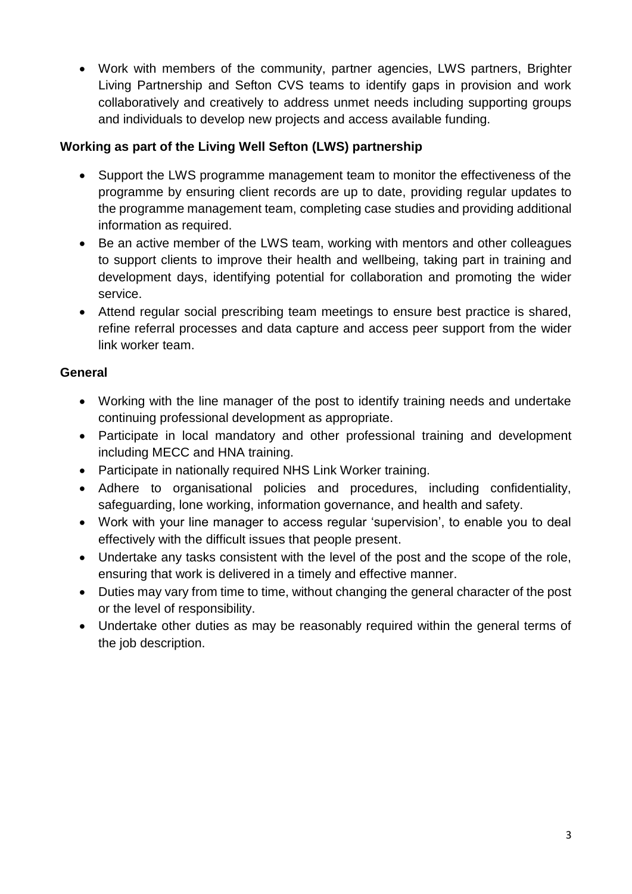- Work with members of the community, partner agencies, LWS partners, Brighter Living Partnership and Sefton CVS teams to identify gaps in provision and work collaboratively and creatively to address unmet needs including supporting groups and individuals to develop new projects and access available funding.

**Working as part of the Living Well Sefton (LWS) partnership**

- Support the LWS programme management team to monitor the effectiveness of the programme by ensuring client records are up to date, providing regular updates to the programme management team, completing case studies and providing additional information as required.
- Be an active member of the LWS team, working with mentors and other colleagues to support clients to improve their health and wellbeing, taking part in training and development days, identifying potential for collaboration and promoting the wider service.
- Attend regular social prescribing team meetings to ensure best practice is shared, refine referral processes and data capture and access peer support from the wider link worker team.

**General**

- Working with the line manager of the post to identify training needs and undertake continuing professional development as appropriate.
- Participate in local mandatory and other professional training and development including MECC and HNA training.
- Participate in nationally required NHS Link Worker training.
- Adhere to organisational policies and procedures, including confidentiality, safeguarding, lone working, information governance, and health and safety.
- Work with your line manager to access regular 'supervision', to enable you to deal effectively with the difficult issues that people present.
- Undertake any tasks consistent with the level of the post and the scope of the role, ensuring that work is delivered in a timely and effective manner.
- Duties may vary from time to time, without changing the general character of the post or the level of responsibility.
- Undertake other duties as may be reasonably required within the general terms of the job description.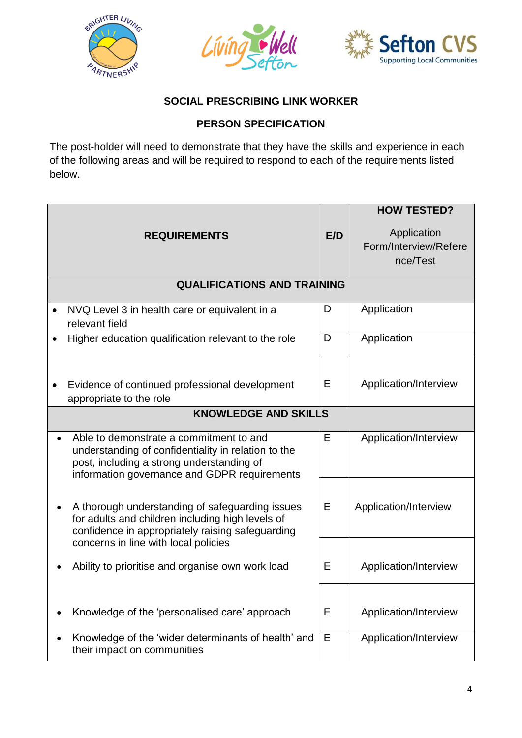**SOCIAL PRESCRIBING LINK WORKER**

**PERSON SPECIFICATION**

The post-holder will need to demonstrate that they have the skills and experience in each of the following areas and will be required to respond to each of the requirements listed below.

| REQUIREMENTS | E/D | HOW TESTED? Application Form/Interview/Reference/Test |
|---|---|---|
| **QUALIFICATIONS AND TRAINING** | | |
| • NVQ Level 3 in health care or equivalent in a relevant field | D | Application |
| • Higher education qualification relevant to the role | D | Application |
| • Evidence of continued professional development appropriate to the role | E | Application/Interview |
| **KNOWLEDGE AND SKILLS** | | |
| • Able to demonstrate a commitment to and understanding of confidentiality in relation to the post, including a strong understanding of information governance and GDPR requirements | E | Application/Interview |
| • A thorough understanding of safeguarding issues for adults and children including high levels of confidence in appropriately raising safeguarding concerns in line with local policies | E | Application/Interview |
| • Ability to prioritise and organise own work load | E | Application/Interview |
| • Knowledge of the 'personalised care' approach | E | Application/Interview |
| • Knowledge of the 'wider determinants of health' and their impact on communities | E | Application/Interview |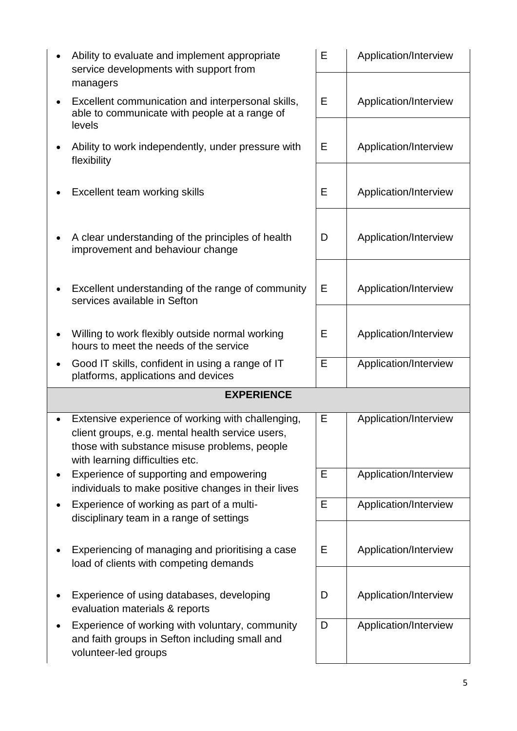| | | |
|---|---|---|
| • Ability to evaluate and implement appropriate service developments with support from managers | E | Application/Interview |
| • Excellent communication and interpersonal skills, able to communicate with people at a range of levels | E | Application/Interview |
| • Ability to work independently, under pressure with flexibility | E | Application/Interview |
| • Excellent team working skills | E | Application/Interview |
| • A clear understanding of the principles of health improvement and behaviour change | D | Application/Interview |
| • Excellent understanding of the range of community services available in Sefton | E | Application/Interview |
| • Willing to work flexibly outside normal working hours to meet the needs of the service | E | Application/Interview |
| • Good IT skills, confident in using a range of IT platforms, applications and devices | E | Application/Interview |
| **EXPERIENCE** | | |
| • Extensive experience of working with challenging, client groups, e.g. mental health service users, those with substance misuse problems, people with learning difficulties etc. | E | Application/Interview |
| • Experience of supporting and empowering individuals to make positive changes in their lives | E | Application/Interview |
| • Experience of working as part of a multi-disciplinary team in a range of settings | E | Application/Interview |
| • Experiencing of managing and prioritising a case load of clients with competing demands | E | Application/Interview |
| • Experience of using databases, developing evaluation materials & reports | D | Application/Interview |
| • Experience of working with voluntary, community and faith groups in Sefton including small and volunteer-led groups | D | Application/Interview |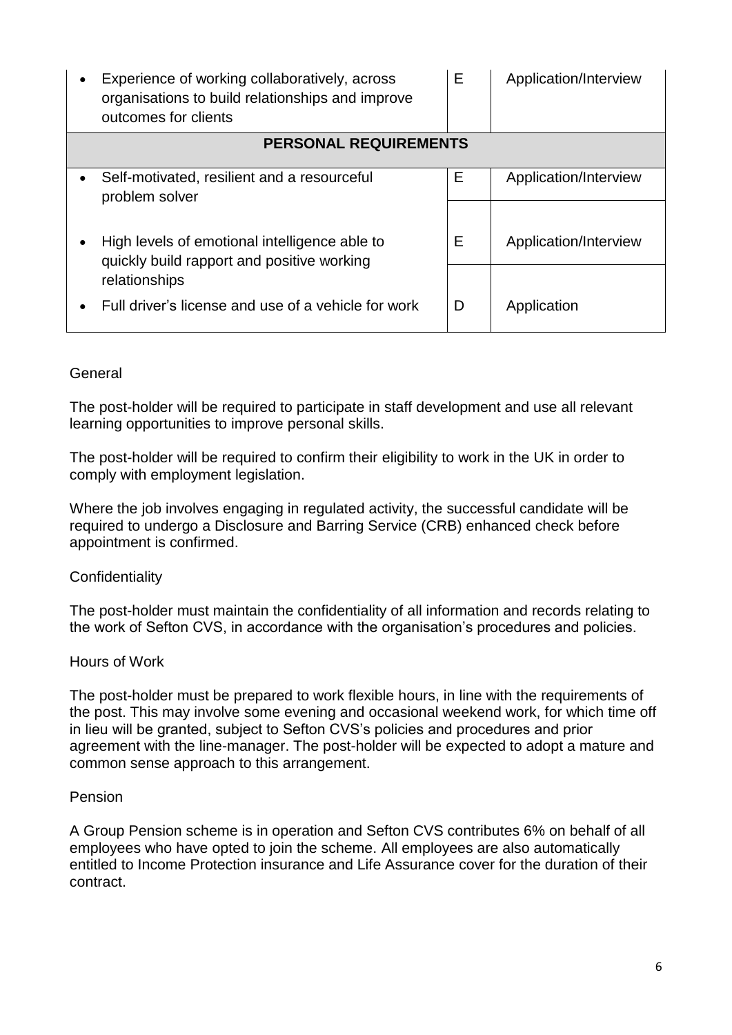| | | |
|---|---|---|
| • Experience of working collaboratively, across organisations to build relationships and improve outcomes for clients | E | Application/Interview |
| **PERSONAL REQUIREMENTS** | | |
| • Self-motivated, resilient and a resourceful problem solver | E | Application/Interview |
| • High levels of emotional intelligence able to quickly build rapport and positive working relationships | E | Application/Interview |
| • Full driver's license and use of a vehicle for work | D | Application |

General

The post-holder will be required to participate in staff development and use all relevant learning opportunities to improve personal skills.

The post-holder will be required to confirm their eligibility to work in the UK in order to comply with employment legislation.

Where the job involves engaging in regulated activity, the successful candidate will be required to undergo a Disclosure and Barring Service (CRB) enhanced check before appointment is confirmed.

Confidentiality

The post-holder must maintain the confidentiality of all information and records relating to the work of Sefton CVS, in accordance with the organisation's procedures and policies.

Hours of Work

The post-holder must be prepared to work flexible hours, in line with the requirements of the post. This may involve some evening and occasional weekend work, for which time off in lieu will be granted, subject to Sefton CVS's policies and procedures and prior agreement with the line-manager. The post-holder will be expected to adopt a mature and common sense approach to this arrangement.

Pension

A Group Pension scheme is in operation and Sefton CVS contributes 6% on behalf of all employees who have opted to join the scheme. All employees are also automatically entitled to Income Protection insurance and Life Assurance cover for the duration of their contract.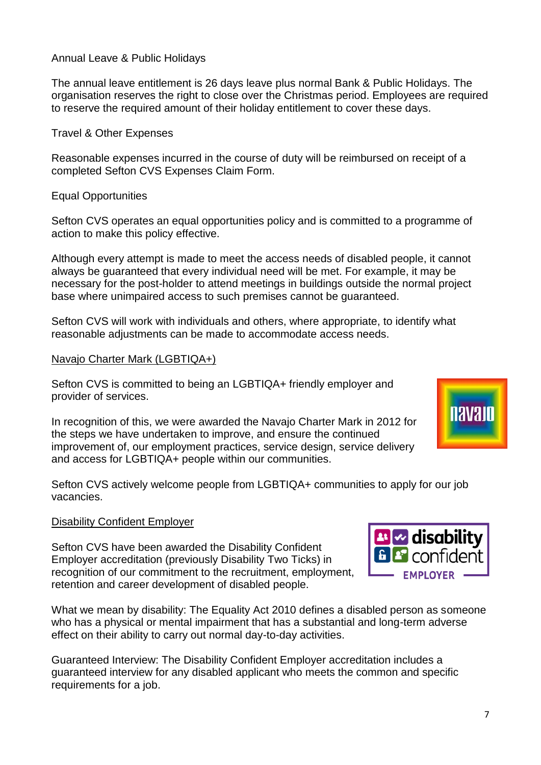Annual Leave & Public Holidays

The annual leave entitlement is 26 days leave plus normal Bank & Public Holidays. The organisation reserves the right to close over the Christmas period. Employees are required to reserve the required amount of their holiday entitlement to cover these days.

Travel & Other Expenses

Reasonable expenses incurred in the course of duty will be reimbursed on receipt of a completed Sefton CVS Expenses Claim Form.

Equal Opportunities

Sefton CVS operates an equal opportunities policy and is committed to a programme of action to make this policy effective.

Although every attempt is made to meet the access needs of disabled people, it cannot always be guaranteed that every individual need will be met. For example, it may be necessary for the post-holder to attend meetings in buildings outside the normal project base where unimpaired access to such premises cannot be guaranteed.

Sefton CVS will work with individuals and others, where appropriate, to identify what reasonable adjustments can be made to accommodate access needs.

Navajo Charter Mark (LGBTIQA+)

Sefton CVS is committed to being an LGBTIQA+ friendly employer and provider of services.

In recognition of this, we were awarded the Navajo Charter Mark in 2012 for the steps we have undertaken to improve, and ensure the continued improvement of, our employment practices, service design, service delivery and access for LGBTIQA+ people within our communities.

Sefton CVS actively welcome people from LGBTIQA+ communities to apply for our job vacancies.

Disability Confident Employer

Sefton CVS have been awarded the Disability Confident Employer accreditation (previously Disability Two Ticks) in recognition of our commitment to the recruitment, employment, retention and career development of disabled people.

What we mean by disability: The Equality Act 2010 defines a disabled person as someone who has a physical or mental impairment that has a substantial and long-term adverse effect on their ability to carry out normal day-to-day activities.

Guaranteed Interview: The Disability Confident Employer accreditation includes a guaranteed interview for any disabled applicant who meets the common and specific requirements for a job.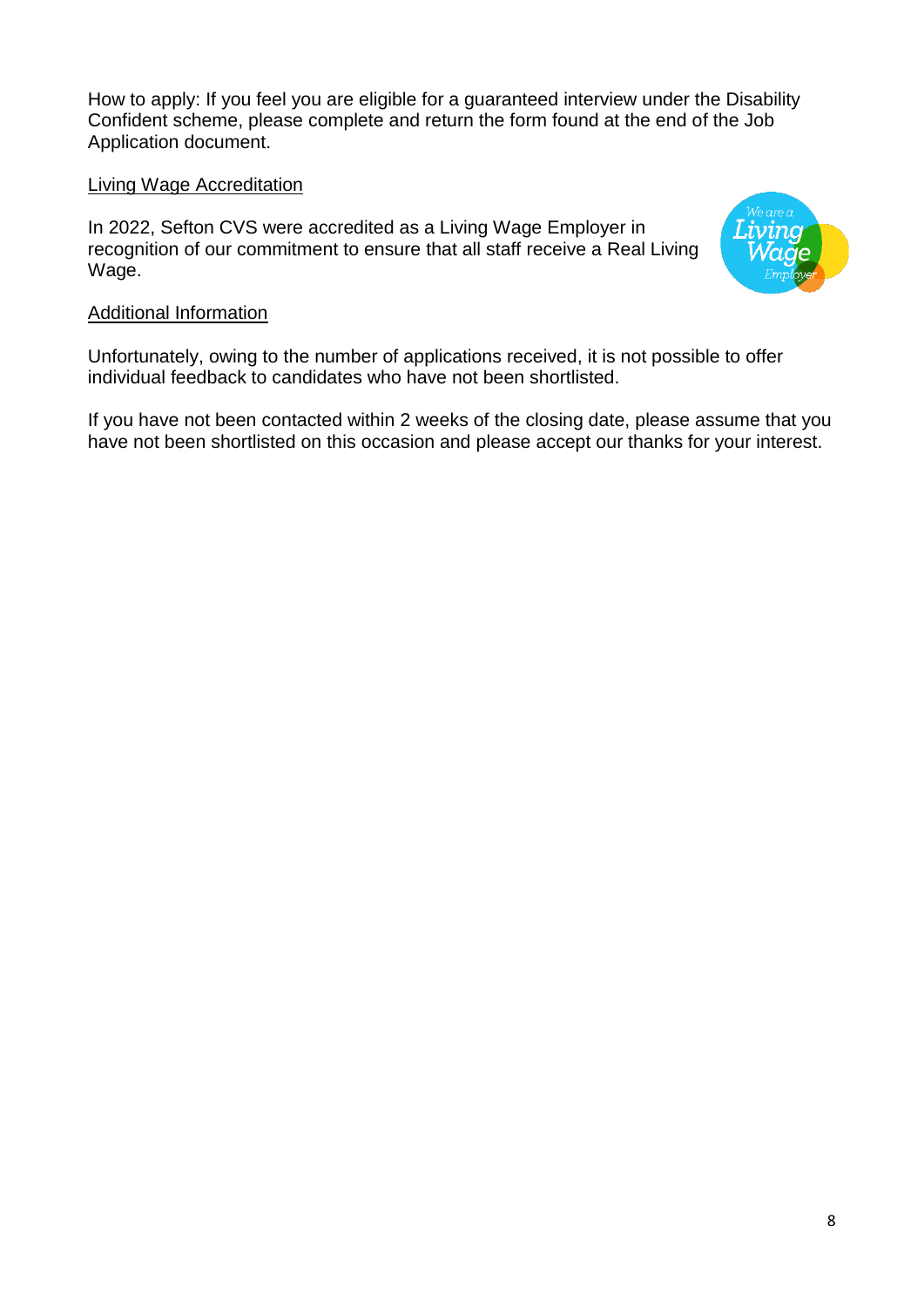How to apply: If you feel you are eligible for a guaranteed interview under the Disability Confident scheme, please complete and return the form found at the end of the Job Application document.

<u>Living Wage Accreditation</u>

In 2022, Sefton CVS were accredited as a Living Wage Employer in recognition of our commitment to ensure that all staff receive a Real Living Wage.

<u>Additional Information</u>

Unfortunately, owing to the number of applications received, it is not possible to offer individual feedback to candidates who have not been shortlisted.

If you have not been contacted within 2 weeks of the closing date, please assume that you have not been shortlisted on this occasion and please accept our thanks for your interest.